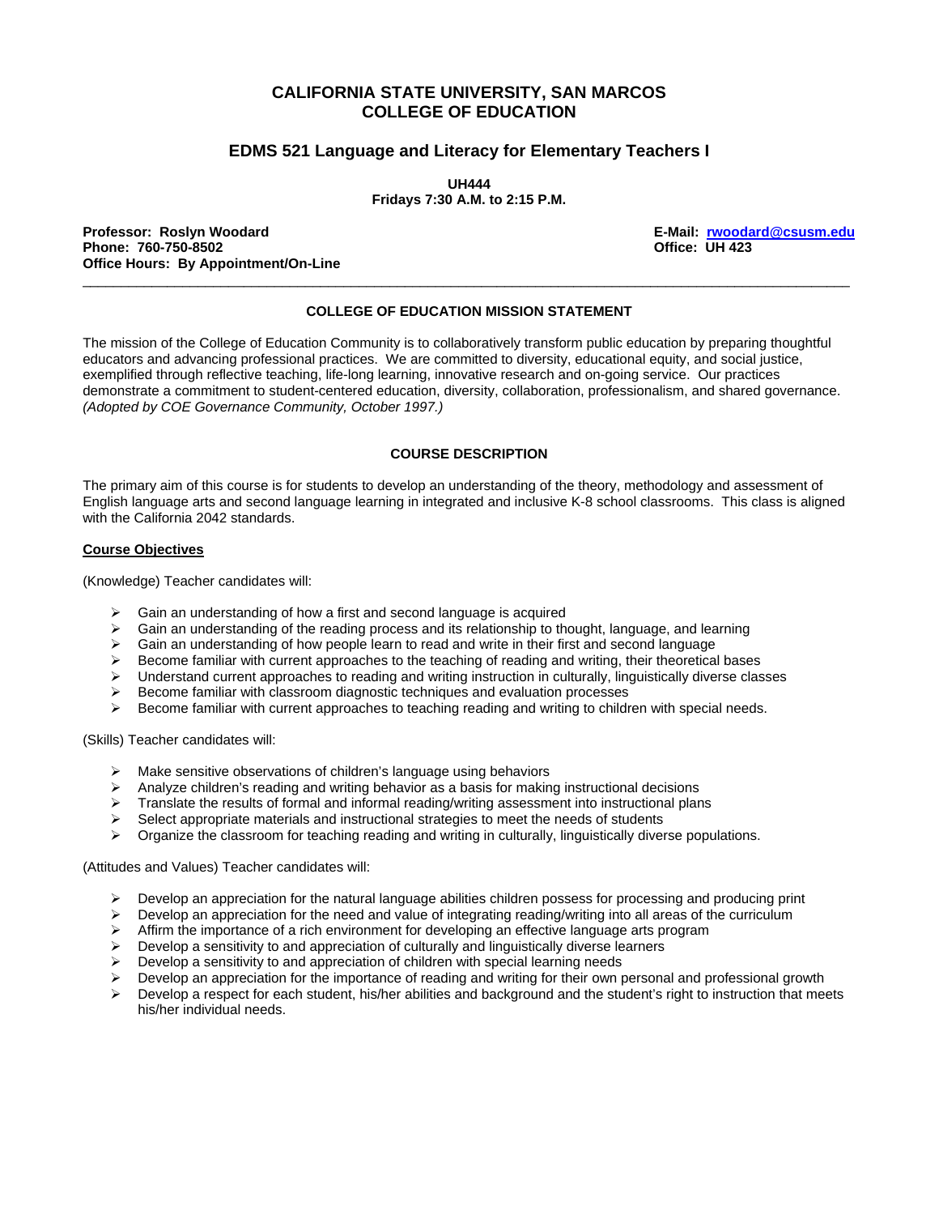# CALIFORNIA STATE UNIVERSITY, SAN MARCOS
# COLLEGE OF EDUCATION

## EDMS 521 Language and Literacy for Elementary Teachers I

**UH444**
**Fridays 7:30 A.M. to 2:15 P.M.**

**Professor: Roslyn Woodard**
**Phone: 760-750-8502**
**Office Hours: By Appointment/On-Line**

**E-Mail: rwoodard@csusm.edu**
**Office: UH 423**

---

### COLLEGE OF EDUCATION MISSION STATEMENT

The mission of the College of Education Community is to collaboratively transform public education by preparing thoughtful educators and advancing professional practices. We are committed to diversity, educational equity, and social justice, exemplified through reflective teaching, life-long learning, innovative research and on-going service. Our practices demonstrate a commitment to student-centered education, diversity, collaboration, professionalism, and shared governance. *(Adopted by COE Governance Community, October 1997.)*

### COURSE DESCRIPTION

The primary aim of this course is for students to develop an understanding of the theory, methodology and assessment of English language arts and second language learning in integrated and inclusive K-8 school classrooms. This class is aligned with the California 2042 standards.

**Course Objectives**

(Knowledge) Teacher candidates will:

- Gain an understanding of how a first and second language is acquired
- Gain an understanding of the reading process and its relationship to thought, language, and learning
- Gain an understanding of how people learn to read and write in their first and second language
- Become familiar with current approaches to the teaching of reading and writing, their theoretical bases
- Understand current approaches to reading and writing instruction in culturally, linguistically diverse classes
- Become familiar with classroom diagnostic techniques and evaluation processes
- Become familiar with current approaches to teaching reading and writing to children with special needs.

(Skills) Teacher candidates will:

- Make sensitive observations of children's language using behaviors
- Analyze children's reading and writing behavior as a basis for making instructional decisions
- Translate the results of formal and informal reading/writing assessment into instructional plans
- Select appropriate materials and instructional strategies to meet the needs of students
- Organize the classroom for teaching reading and writing in culturally, linguistically diverse populations.

(Attitudes and Values) Teacher candidates will:

- Develop an appreciation for the natural language abilities children possess for processing and producing print
- Develop an appreciation for the need and value of integrating reading/writing into all areas of the curriculum
- Affirm the importance of a rich environment for developing an effective language arts program
- Develop a sensitivity to and appreciation of culturally and linguistically diverse learners
- Develop a sensitivity to and appreciation of children with special learning needs
- Develop an appreciation for the importance of reading and writing for their own personal and professional growth
- Develop a respect for each student, his/her abilities and background and the student's right to instruction that meets his/her individual needs.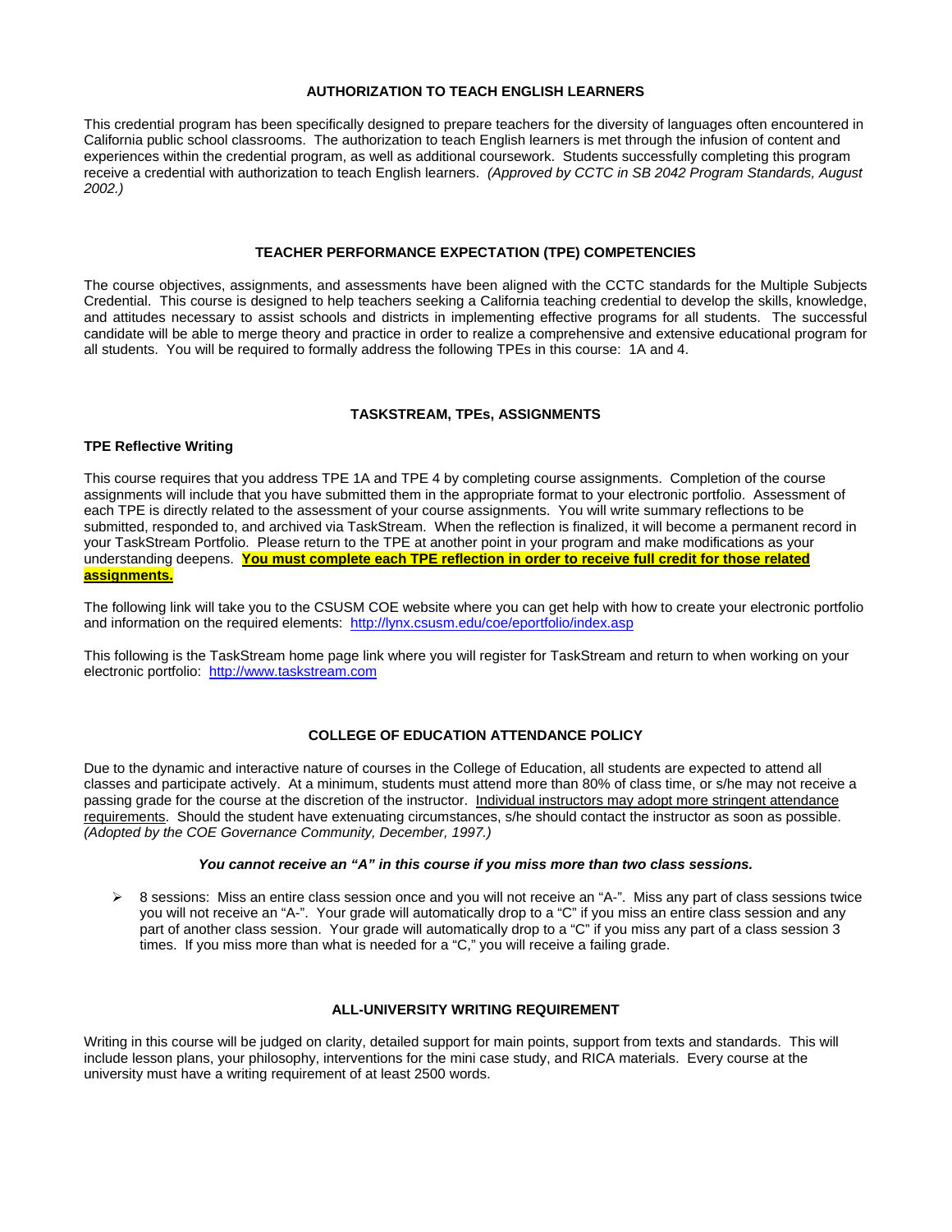## AUTHORIZATION TO TEACH ENGLISH LEARNERS

This credential program has been specifically designed to prepare teachers for the diversity of languages often encountered in California public school classrooms. The authorization to teach English learners is met through the infusion of content and experiences within the credential program, as well as additional coursework. Students successfully completing this program receive a credential with authorization to teach English learners. *(Approved by CCTC in SB 2042 Program Standards, August 2002.)*

## TEACHER PERFORMANCE EXPECTATION (TPE) COMPETENCIES

The course objectives, assignments, and assessments have been aligned with the CCTC standards for the Multiple Subjects Credential. This course is designed to help teachers seeking a California teaching credential to develop the skills, knowledge, and attitudes necessary to assist schools and districts in implementing effective programs for all students. The successful candidate will be able to merge theory and practice in order to realize a comprehensive and extensive educational program for all students. You will be required to formally address the following TPEs in this course: 1A and 4.

## TASKSTREAM, TPEs, ASSIGNMENTS

### TPE Reflective Writing

This course requires that you address TPE 1A and TPE 4 by completing course assignments. Completion of the course assignments will include that you have submitted them in the appropriate format to your electronic portfolio. Assessment of each TPE is directly related to the assessment of your course assignments. You will write summary reflections to be submitted, responded to, and archived via TaskStream. When the reflection is finalized, it will become a permanent record in your TaskStream Portfolio. Please return to the TPE at another point in your program and make modifications as your understanding deepens. **You must complete each TPE reflection in order to receive full credit for those related assignments.**

The following link will take you to the CSUSM COE website where you can get help with how to create your electronic portfolio and information on the required elements: http://lynx.csusm.edu/coe/eportfolio/index.asp

This following is the TaskStream home page link where you will register for TaskStream and return to when working on your electronic portfolio: http://www.taskstream.com

## COLLEGE OF EDUCATION ATTENDANCE POLICY

Due to the dynamic and interactive nature of courses in the College of Education, all students are expected to attend all classes and participate actively. At a minimum, students must attend more than 80% of class time, or s/he may not receive a passing grade for the course at the discretion of the instructor. Individual instructors may adopt more stringent attendance requirements. Should the student have extenuating circumstances, s/he should contact the instructor as soon as possible. *(Adopted by the COE Governance Community, December, 1997.)*

***You cannot receive an "A" in this course if you miss more than two class sessions.***

- 8 sessions: Miss an entire class session once and you will not receive an "A-". Miss any part of class sessions twice you will not receive an "A-". Your grade will automatically drop to a "C" if you miss an entire class session and any part of another class session. Your grade will automatically drop to a "C" if you miss any part of a class session 3 times. If you miss more than what is needed for a "C," you will receive a failing grade.

## ALL-UNIVERSITY WRITING REQUIREMENT

Writing in this course will be judged on clarity, detailed support for main points, support from texts and standards. This will include lesson plans, your philosophy, interventions for the mini case study, and RICA materials. Every course at the university must have a writing requirement of at least 2500 words.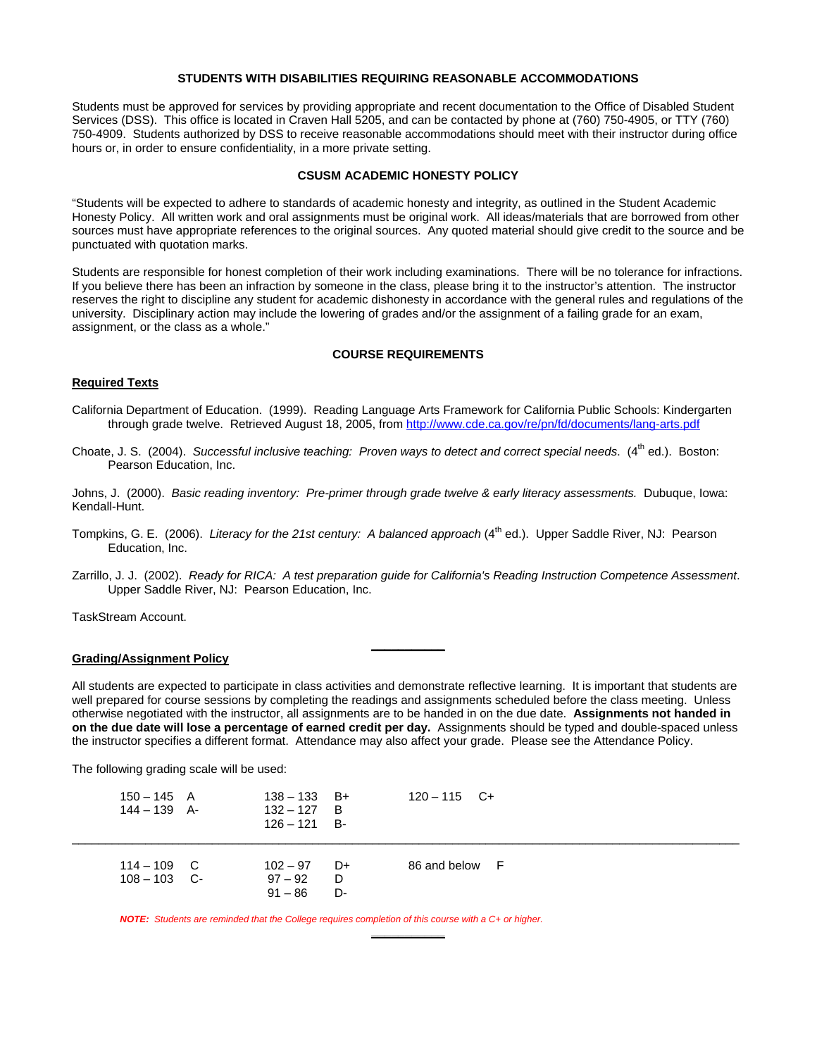## STUDENTS WITH DISABILITIES REQUIRING REASONABLE ACCOMMODATIONS

Students must be approved for services by providing appropriate and recent documentation to the Office of Disabled Student Services (DSS). This office is located in Craven Hall 5205, and can be contacted by phone at (760) 750-4905, or TTY (760) 750-4909. Students authorized by DSS to receive reasonable accommodations should meet with their instructor during office hours or, in order to ensure confidentiality, in a more private setting.

## CSUSM ACADEMIC HONESTY POLICY

"Students will be expected to adhere to standards of academic honesty and integrity, as outlined in the Student Academic Honesty Policy. All written work and oral assignments must be original work. All ideas/materials that are borrowed from other sources must have appropriate references to the original sources. Any quoted material should give credit to the source and be punctuated with quotation marks.

Students are responsible for honest completion of their work including examinations. There will be no tolerance for infractions. If you believe there has been an infraction by someone in the class, please bring it to the instructor's attention. The instructor reserves the right to discipline any student for academic dishonesty in accordance with the general rules and regulations of the university. Disciplinary action may include the lowering of grades and/or the assignment of a failing grade for an exam, assignment, or the class as a whole."

## COURSE REQUIREMENTS

### Required Texts

California Department of Education. (1999). Reading Language Arts Framework for California Public Schools: Kindergarten through grade twelve. Retrieved August 18, 2005, from http://www.cde.ca.gov/re/pn/fd/documents/lang-arts.pdf

Choate, J. S. (2004). *Successful inclusive teaching: Proven ways to detect and correct special needs.* (4th ed.). Boston: Pearson Education, Inc.

Johns, J. (2000). *Basic reading inventory: Pre-primer through grade twelve & early literacy assessments.* Dubuque, Iowa: Kendall-Hunt.

Tompkins, G. E. (2006). *Literacy for the 21st century: A balanced approach* (4th ed.). Upper Saddle River, NJ: Pearson Education, Inc.

Zarrillo, J. J. (2002). *Ready for RICA: A test preparation guide for California's Reading Instruction Competence Assessment*. Upper Saddle River, NJ: Pearson Education, Inc.

TaskStream Account.

---

### Grading/Assignment Policy

All students are expected to participate in class activities and demonstrate reflective learning. It is important that students are well prepared for course sessions by completing the readings and assignments scheduled before the class meeting. Unless otherwise negotiated with the instructor, all assignments are to be handed in on the due date. **Assignments not handed in on the due date will lose a percentage of earned credit per day.** Assignments should be typed and double-spaced unless the instructor specifies a different format. Attendance may also affect your grade. Please see the Attendance Policy.

The following grading scale will be used:

| | | | | | |
|---|---|---|---|---|---|
| 150 – 145 | A | 138 – 133 | B+ | 120 – 115 | C+ |
| 144 – 139 | A- | 132 – 127 | B | | |
| | | 126 – 121 | B- | | |
| 114 – 109 | C | 102 – 97 | D+ | 86 and below | F |
| 108 – 103 | C- | 97 – 92 | D | | |
| | | 91 – 86 | D- | | |

***NOTE:** Students are reminded that the College requires completion of this course with a C+ or higher.*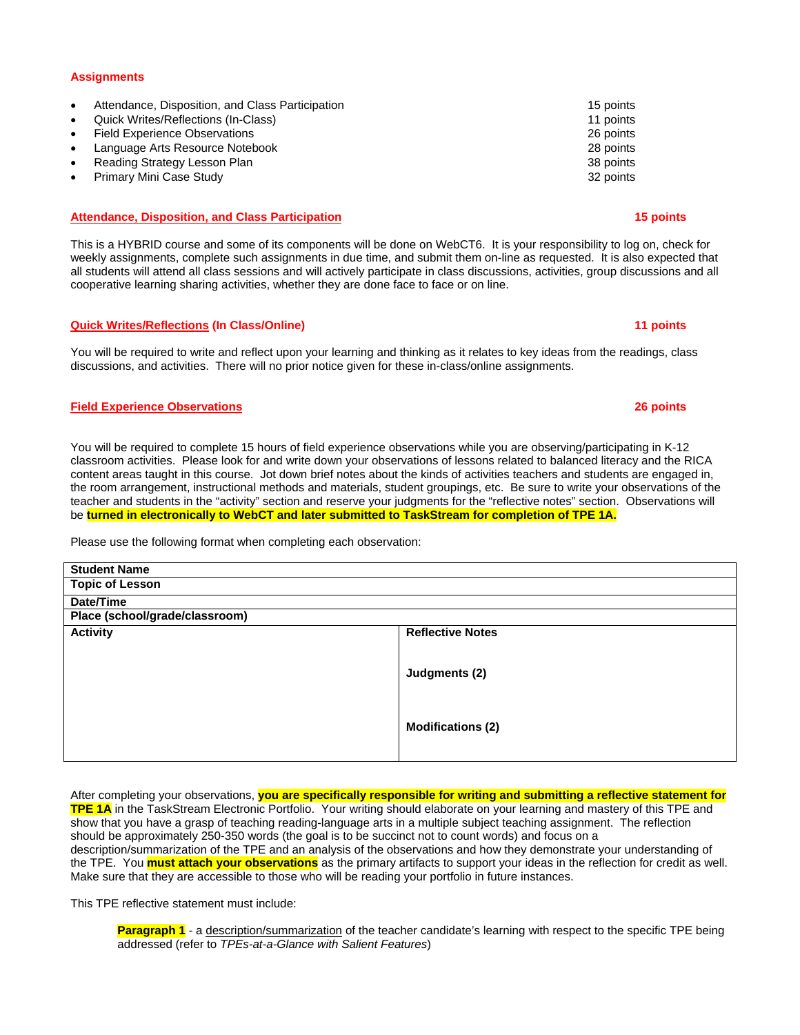## Assignments

- Attendance, Disposition, and Class Participation — 15 points
- Quick Writes/Reflections (In-Class) — 11 points
- Field Experience Observations — 26 points
- Language Arts Resource Notebook — 28 points
- Reading Strategy Lesson Plan — 38 points
- Primary Mini Case Study — 32 points

### Attendance, Disposition, and Class Participation — 15 points

This is a HYBRID course and some of its components will be done on WebCT6. It is your responsibility to log on, check for weekly assignments, complete such assignments in due time, and submit them on-line as requested. It is also expected that all students will attend all class sessions and will actively participate in class discussions, activities, group discussions and all cooperative learning sharing activities, whether they are done face to face or on line.

### Quick Writes/Reflections (In Class/Online) — 11 points

You will be required to write and reflect upon your learning and thinking as it relates to key ideas from the readings, class discussions, and activities. There will no prior notice given for these in-class/online assignments.

### Field Experience Observations — 26 points

You will be required to complete 15 hours of field experience observations while you are observing/participating in K-12 classroom activities. Please look for and write down your observations of lessons related to balanced literacy and the RICA content areas taught in this course. Jot down brief notes about the kinds of activities teachers and students are engaged in, the room arrangement, instructional methods and materials, student groupings, etc. Be sure to write your observations of the teacher and students in the "activity" section and reserve your judgments for the "reflective notes" section. Observations will be **turned in electronically to WebCT and later submitted to TaskStream for completion of TPE 1A.**

Please use the following format when completing each observation:

| **Student Name** | |
|---|---|
| **Topic of Lesson** | |
| **Date/Time** | |
| **Place (school/grade/classroom)** | |
| **Activity** | **Reflective Notes**<br><br>**Judgments (2)**<br><br>**Modifications (2)** |

After completing your observations, **you are specifically responsible for writing and submitting a reflective statement for TPE 1A** in the TaskStream Electronic Portfolio. Your writing should elaborate on your learning and mastery of this TPE and show that you have a grasp of teaching reading-language arts in a multiple subject teaching assignment. The reflection should be approximately 250-350 words (the goal is to be succinct not to count words) and focus on a description/summarization of the TPE and an analysis of the observations and how they demonstrate your understanding of the TPE. You **must attach your observations** as the primary artifacts to support your ideas in the reflection for credit as well. Make sure that they are accessible to those who will be reading your portfolio in future instances.

This TPE reflective statement must include:

> **Paragraph 1** - a <u>description/summarization</u> of the teacher candidate's learning with respect to the specific TPE being addressed (refer to *TPEs-at-a-Glance with Salient Features*)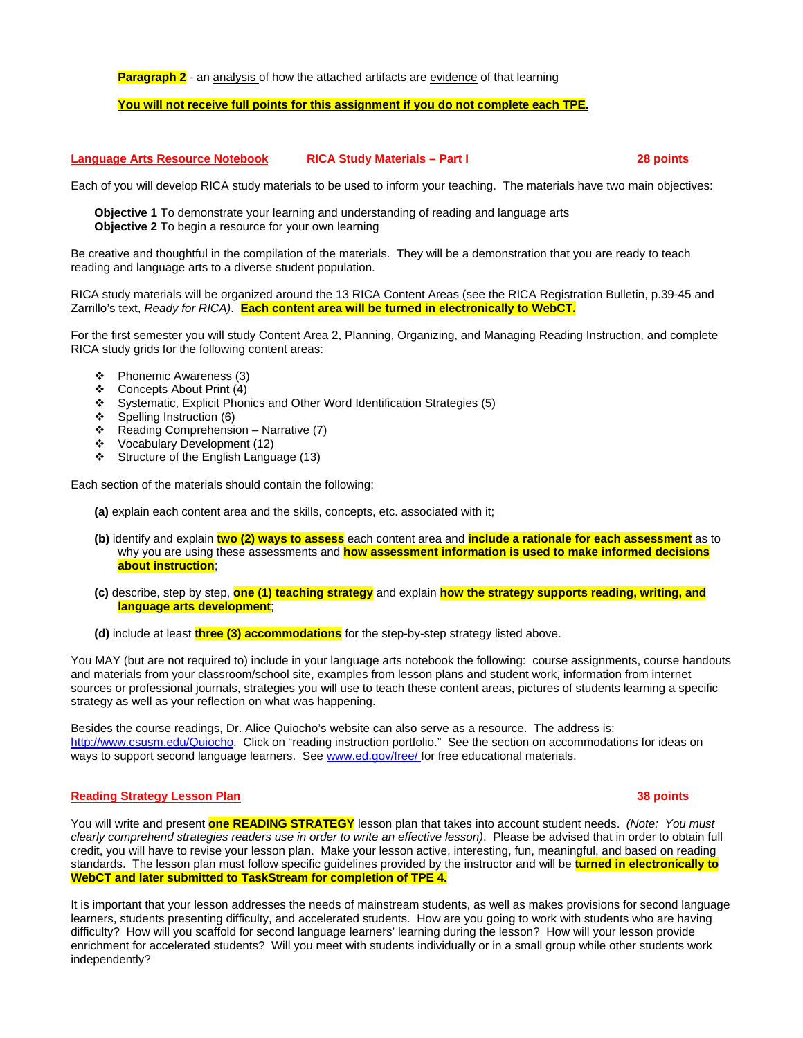**Paragraph 2** - an analysis of how the attached artifacts are evidence of that learning

**You will not receive full points for this assignment if you do not complete each TPE.**

## Language Arts Resource Notebook — RICA Study Materials – Part I — 28 points

Each of you will develop RICA study materials to be used to inform your teaching. The materials have two main objectives:

**Objective 1** To demonstrate your learning and understanding of reading and language arts
**Objective 2** To begin a resource for your own learning

Be creative and thoughtful in the compilation of the materials. They will be a demonstration that you are ready to teach reading and language arts to a diverse student population.

RICA study materials will be organized around the 13 RICA Content Areas (see the RICA Registration Bulletin, p.39-45 and Zarrillo's text, *Ready for RICA)*. **Each content area will be turned in electronically to WebCT.**

For the first semester you will study Content Area 2, Planning, Organizing, and Managing Reading Instruction, and complete RICA study grids for the following content areas:

- Phonemic Awareness (3)
- Concepts About Print (4)
- Systematic, Explicit Phonics and Other Word Identification Strategies (5)
- Spelling Instruction (6)
- Reading Comprehension – Narrative (7)
- Vocabulary Development (12)
- Structure of the English Language (13)

Each section of the materials should contain the following:

**(a)** explain each content area and the skills, concepts, etc. associated with it;

**(b)** identify and explain **two (2) ways to assess** each content area and **include a rationale for each assessment** as to why you are using these assessments and **how assessment information is used to make informed decisions about instruction**;

**(c)** describe, step by step, **one (1) teaching strategy** and explain **how the strategy supports reading, writing, and language arts development**;

**(d)** include at least **three (3) accommodations** for the step-by-step strategy listed above.

You MAY (but are not required to) include in your language arts notebook the following: course assignments, course handouts and materials from your classroom/school site, examples from lesson plans and student work, information from internet sources or professional journals, strategies you will use to teach these content areas, pictures of students learning a specific strategy as well as your reflection on what was happening.

Besides the course readings, Dr. Alice Quiocho's website can also serve as a resource. The address is: http://www.csusm.edu/Quiocho. Click on "reading instruction portfolio." See the section on accommodations for ideas on ways to support second language learners. See www.ed.gov/free/ for free educational materials.

## Reading Strategy Lesson Plan — 38 points

You will write and present **one READING STRATEGY** lesson plan that takes into account student needs. *(Note: You must clearly comprehend strategies readers use in order to write an effective lesson)*. Please be advised that in order to obtain full credit, you will have to revise your lesson plan. Make your lesson active, interesting, fun, meaningful, and based on reading standards. The lesson plan must follow specific guidelines provided by the instructor and will be **turned in electronically to WebCT and later submitted to TaskStream for completion of TPE 4.**

It is important that your lesson addresses the needs of mainstream students, as well as makes provisions for second language learners, students presenting difficulty, and accelerated students. How are you going to work with students who are having difficulty? How will you scaffold for second language learners' learning during the lesson? How will your lesson provide enrichment for accelerated students? Will you meet with students individually or in a small group while other students work independently?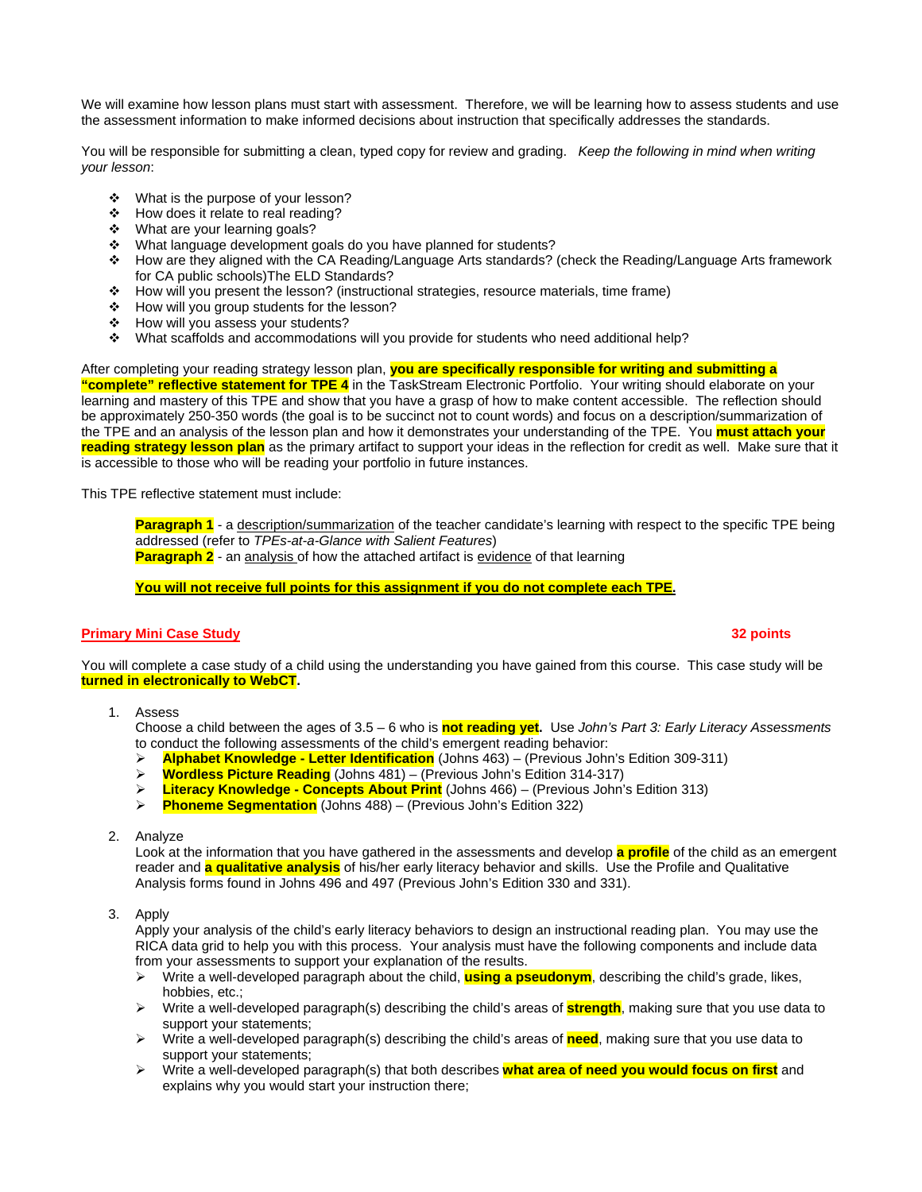We will examine how lesson plans must start with assessment. Therefore, we will be learning how to assess students and use the assessment information to make informed decisions about instruction that specifically addresses the standards.

You will be responsible for submitting a clean, typed copy for review and grading. *Keep the following in mind when writing your lesson*:

- What is the purpose of your lesson?
- How does it relate to real reading?
- What are your learning goals?
- What language development goals do you have planned for students?
- How are they aligned with the CA Reading/Language Arts standards? (check the Reading/Language Arts framework for CA public schools)The ELD Standards?
- How will you present the lesson? (instructional strategies, resource materials, time frame)
- How will you group students for the lesson?
- How will you assess your students?
- What scaffolds and accommodations will you provide for students who need additional help?

After completing your reading strategy lesson plan, **you are specifically responsible for writing and submitting a "complete" reflective statement for TPE 4** in the TaskStream Electronic Portfolio. Your writing should elaborate on your learning and mastery of this TPE and show that you have a grasp of how to make content accessible. The reflection should be approximately 250-350 words (the goal is to be succinct not to count words) and focus on a description/summarization of the TPE and an analysis of the lesson plan and how it demonstrates your understanding of the TPE. You **must attach your reading strategy lesson plan** as the primary artifact to support your ideas in the reflection for credit as well. Make sure that it is accessible to those who will be reading your portfolio in future instances.

This TPE reflective statement must include:

> **Paragraph 1** - a <u>description/summarization</u> of the teacher candidate's learning with respect to the specific TPE being addressed (refer to *TPEs-at-a-Glance with Salient Features*)
> **Paragraph 2** - an <u>analysis</u> of how the attached artifact is <u>evidence</u> of that learning
>
> **<u>You will not receive full points for this assignment if you do not complete each TPE.</u>**

## <u>Primary Mini Case Study</u> — 32 points

You will complete a case study of a child using the understanding you have gained from this course. This case study will be **turned in electronically to WebCT**.

1. Assess
   Choose a child between the ages of 3.5 – 6 who is **not reading yet**. Use *John's Part 3: Early Literacy Assessments* to conduct the following assessments of the child's emergent reading behavior:
   - **Alphabet Knowledge - Letter Identification** (Johns 463) – (Previous John's Edition 309-311)
   - **Wordless Picture Reading** (Johns 481) – (Previous John's Edition 314-317)
   - **Literacy Knowledge - Concepts About Print** (Johns 466) – (Previous John's Edition 313)
   - **Phoneme Segmentation** (Johns 488) – (Previous John's Edition 322)

2. Analyze
   Look at the information that you have gathered in the assessments and develop **a profile** of the child as an emergent reader and **a qualitative analysis** of his/her early literacy behavior and skills. Use the Profile and Qualitative Analysis forms found in Johns 496 and 497 (Previous John's Edition 330 and 331).

3. Apply
   Apply your analysis of the child's early literacy behaviors to design an instructional reading plan. You may use the RICA data grid to help you with this process. Your analysis must have the following components and include data from your assessments to support your explanation of the results.
   - Write a well-developed paragraph about the child, **using a pseudonym**, describing the child's grade, likes, hobbies, etc.;
   - Write a well-developed paragraph(s) describing the child's areas of **strength**, making sure that you use data to support your statements;
   - Write a well-developed paragraph(s) describing the child's areas of **need**, making sure that you use data to support your statements;
   - Write a well-developed paragraph(s) that both describes **what area of need you would focus on first** and explains why you would start your instruction there;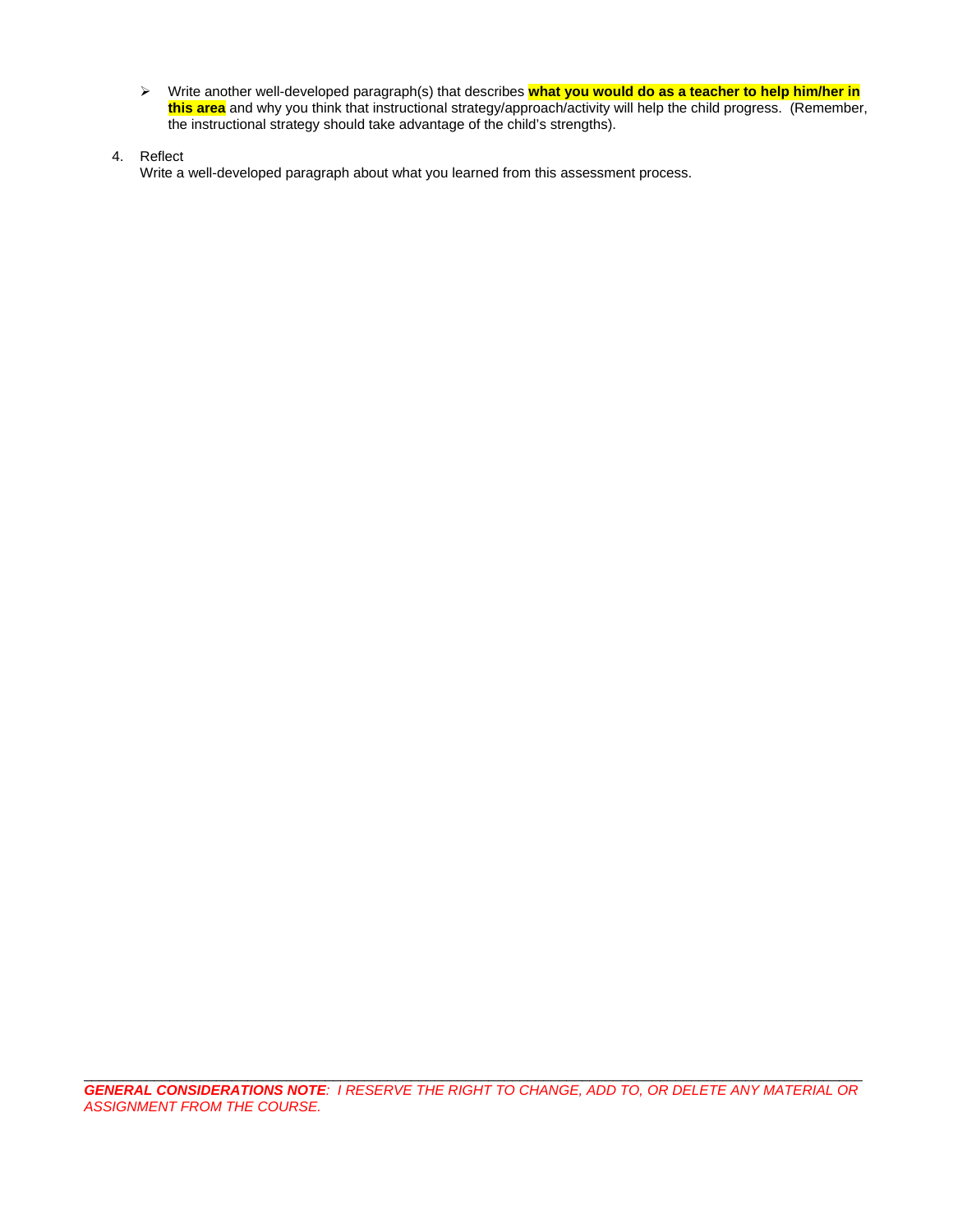- Write another well-developed paragraph(s) that describes **what you would do as a teacher to help him/her in this area** and why you think that instructional strategy/approach/activity will help the child progress. (Remember, the instructional strategy should take advantage of the child's strengths).

4. Reflect
   Write a well-developed paragraph about what you learned from this assessment process.

---

***GENERAL CONSIDERATIONS NOTE**: I RESERVE THE RIGHT TO CHANGE, ADD TO, OR DELETE ANY MATERIAL OR ASSIGNMENT FROM THE COURSE.*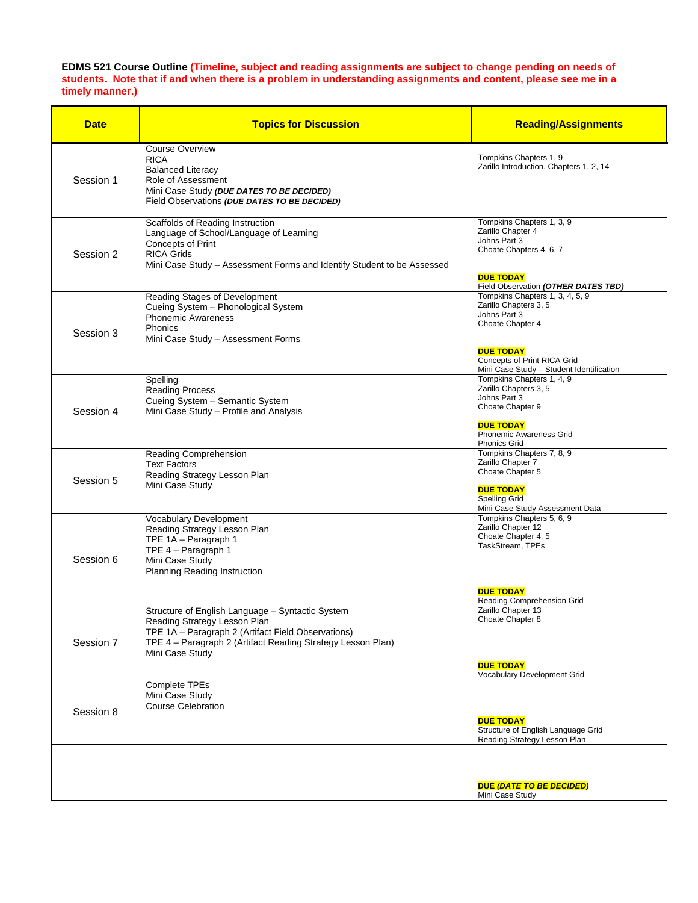**EDMS 521 Course Outline (Timeline, subject and reading assignments are subject to change pending on needs of students. Note that if and when there is a problem in understanding assignments and content, please see me in a timely manner.)**

| Date | Topics for Discussion | Reading/Assignments |
|---|---|---|
| Session 1 | Course Overview<br>RICA<br>Balanced Literacy<br>Role of Assessment<br>Mini Case Study ***(DUE DATES TO BE DECIDED)***<br>Field Observations ***(DUE DATES TO BE DECIDED)*** | Tompkins Chapters 1, 9<br>Zarillo Introduction, Chapters 1, 2, 14 |
| Session 2 | Scaffolds of Reading Instruction<br>Language of School/Language of Learning<br>Concepts of Print<br>RICA Grids<br>Mini Case Study – Assessment Forms and Identify Student to be Assessed | Tompkins Chapters 1, 3, 9<br>Zarillo Chapter 4<br>Johns Part 3<br>Choate Chapters 4, 6, 7<br><br>**DUE TODAY**<br>Field Observation ***(OTHER DATES TBD)*** |
| Session 3 | Reading Stages of Development<br>Cueing System – Phonological System<br>Phonemic Awareness<br>Phonics<br>Mini Case Study – Assessment Forms | Tompkins Chapters 1, 3, 4, 5, 9<br>Zarillo Chapters 3, 5<br>Johns Part 3<br>Choate Chapter 4<br><br>**DUE TODAY**<br>Concepts of Print RICA Grid<br>Mini Case Study – Student Identification |
| Session 4 | Spelling<br>Reading Process<br>Cueing System – Semantic System<br>Mini Case Study – Profile and Analysis | Tompkins Chapters 1, 4, 9<br>Zarillo Chapters 3, 5<br>Johns Part 3<br>Choate Chapter 9<br><br>**DUE TODAY**<br>Phonemic Awareness Grid<br>Phonics Grid |
| Session 5 | Reading Comprehension<br>Text Factors<br>Reading Strategy Lesson Plan<br>Mini Case Study | Tompkins Chapters 7, 8, 9<br>Zarillo Chapter 7<br>Choate Chapter 5<br><br>**DUE TODAY**<br>Spelling Grid<br>Mini Case Study Assessment Data |
| Session 6 | Vocabulary Development<br>Reading Strategy Lesson Plan<br>TPE 1A – Paragraph 1<br>TPE 4 – Paragraph 1<br>Mini Case Study<br>Planning Reading Instruction | Tompkins Chapters 5, 6, 9<br>Zarillo Chapter 12<br>Choate Chapter 4, 5<br>TaskStream, TPEs<br><br>**DUE TODAY**<br>Reading Comprehension Grid |
| Session 7 | Structure of English Language – Syntactic System<br>Reading Strategy Lesson Plan<br>TPE 1A – Paragraph 2 (Artifact Field Observations)<br>TPE 4 – Paragraph 2 (Artifact Reading Strategy Lesson Plan)<br>Mini Case Study | Zarillo Chapter 13<br>Choate Chapter 8<br><br>**DUE TODAY**<br>Vocabulary Development Grid |
| Session 8 | Complete TPEs<br>Mini Case Study<br>Course Celebration | **DUE TODAY**<br>Structure of English Language Grid<br>Reading Strategy Lesson Plan |
| | | **DUE *(DATE TO BE DECIDED)***<br>Mini Case Study |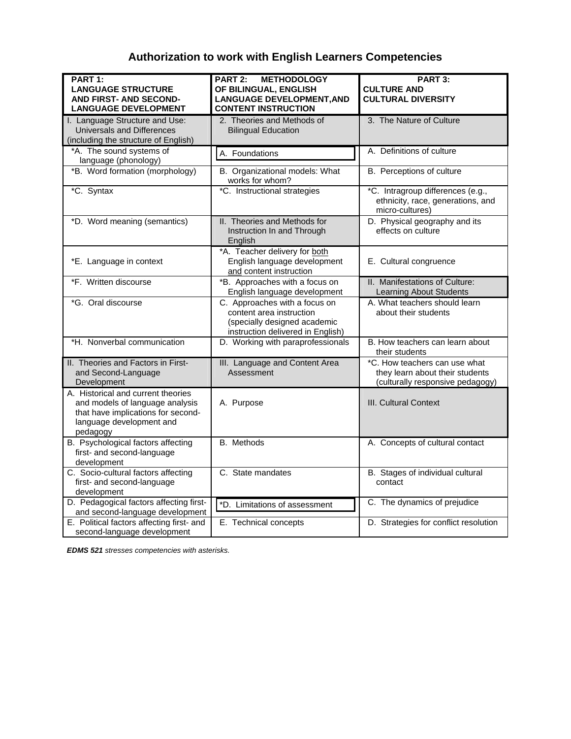# Authorization to work with English Learners Competencies

| PART 1: LANGUAGE STRUCTURE AND FIRST- AND SECOND-LANGUAGE DEVELOPMENT | PART 2: METHODOLOGY OF BILINGUAL, ENGLISH LANGUAGE DEVELOPMENT, AND CONTENT INSTRUCTION | PART 3: CULTURE AND CULTURAL DIVERSITY |
|---|---|---|
| I. Language Structure and Use: Universals and Differences (including the structure of English) | 2. Theories and Methods of Bilingual Education | 3. The Nature of Culture |
| *A. The sound systems of language (phonology) | A. Foundations | A. Definitions of culture |
| *B. Word formation (morphology) | B. Organizational models: What works for whom? | B. Perceptions of culture |
| *C. Syntax | *C. Instructional strategies | *C. Intragroup differences (e.g., ethnicity, race, generations, and micro-cultures) |
| *D. Word meaning (semantics) | II. Theories and Methods for Instruction In and Through English | D. Physical geography and its effects on culture |
| *E. Language in context | *A. Teacher delivery for both English language development and content instruction | E. Cultural congruence |
| *F. Written discourse | *B. Approaches with a focus on English language development | II. Manifestations of Culture: Learning About Students |
| *G. Oral discourse | C. Approaches with a focus on content area instruction (specially designed academic instruction delivered in English) | A. What teachers should learn about their students |
| *H. Nonverbal communication | D. Working with paraprofessionals | B. How teachers can learn about their students |
| II. Theories and Factors in First- and Second-Language Development | III. Language and Content Area Assessment | *C. How teachers can use what they learn about their students (culturally responsive pedagogy) |
| A. Historical and current theories and models of language analysis that have implications for second-language development and pedagogy | A. Purpose | III. Cultural Context |
| B. Psychological factors affecting first- and second-language development | B. Methods | A. Concepts of cultural contact |
| C. Socio-cultural factors affecting first- and second-language development | C. State mandates | B. Stages of individual cultural contact |
| D. Pedagogical factors affecting first- and second-language development | *D. Limitations of assessment | C. The dynamics of prejudice |
| E. Political factors affecting first- and second-language development | E. Technical concepts | D. Strategies for conflict resolution |

***EDMS 521** stresses competencies with asterisks.*